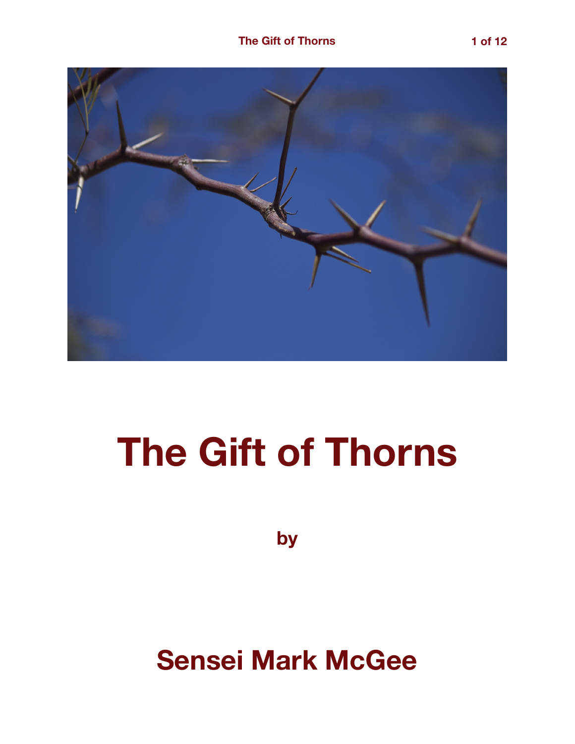# The Gift of Thorns

by

## Sensei Mark McGee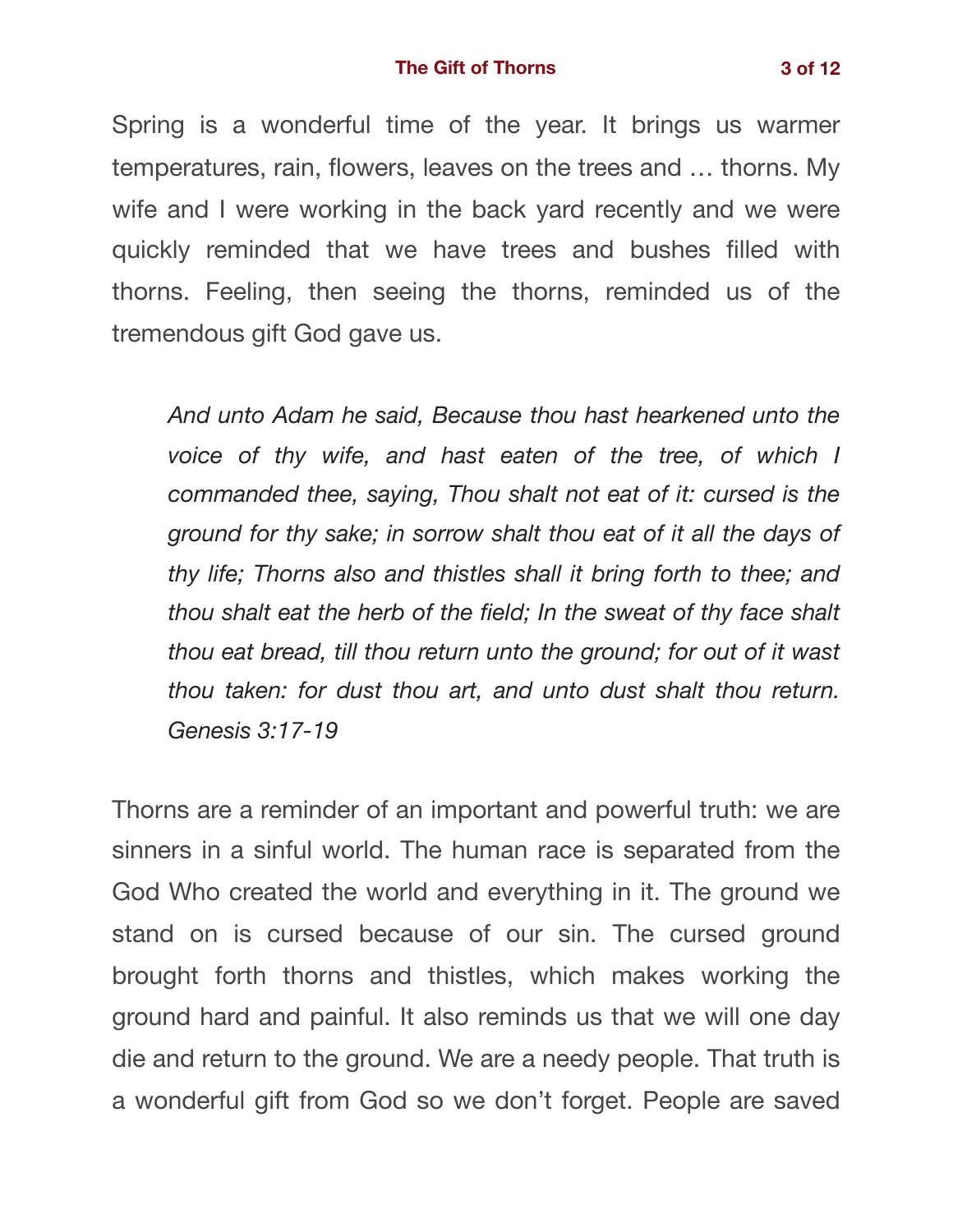Spring is a wonderful time of the year. It brings us warmer temperatures, rain, flowers, leaves on the trees and … thorns. My wife and I were working in the back yard recently and we were quickly reminded that we have trees and bushes filled with thorns. Feeling, then seeing the thorns, reminded us of the tremendous gift God gave us.

> *And unto Adam he said, Because thou hast hearkened unto the voice of thy wife, and hast eaten of the tree, of which I commanded thee, saying, Thou shalt not eat of it: cursed is the ground for thy sake; in sorrow shalt thou eat of it all the days of thy life; Thorns also and thistles shall it bring forth to thee; and thou shalt eat the herb of the field; In the sweat of thy face shalt thou eat bread, till thou return unto the ground; for out of it wast thou taken: for dust thou art, and unto dust shalt thou return. Genesis 3:17-19*

Thorns are a reminder of an important and powerful truth: we are sinners in a sinful world. The human race is separated from the God Who created the world and everything in it. The ground we stand on is cursed because of our sin. The cursed ground brought forth thorns and thistles, which makes working the ground hard and painful. It also reminds us that we will one day die and return to the ground. We are a needy people. That truth is a wonderful gift from God so we don't forget. People are saved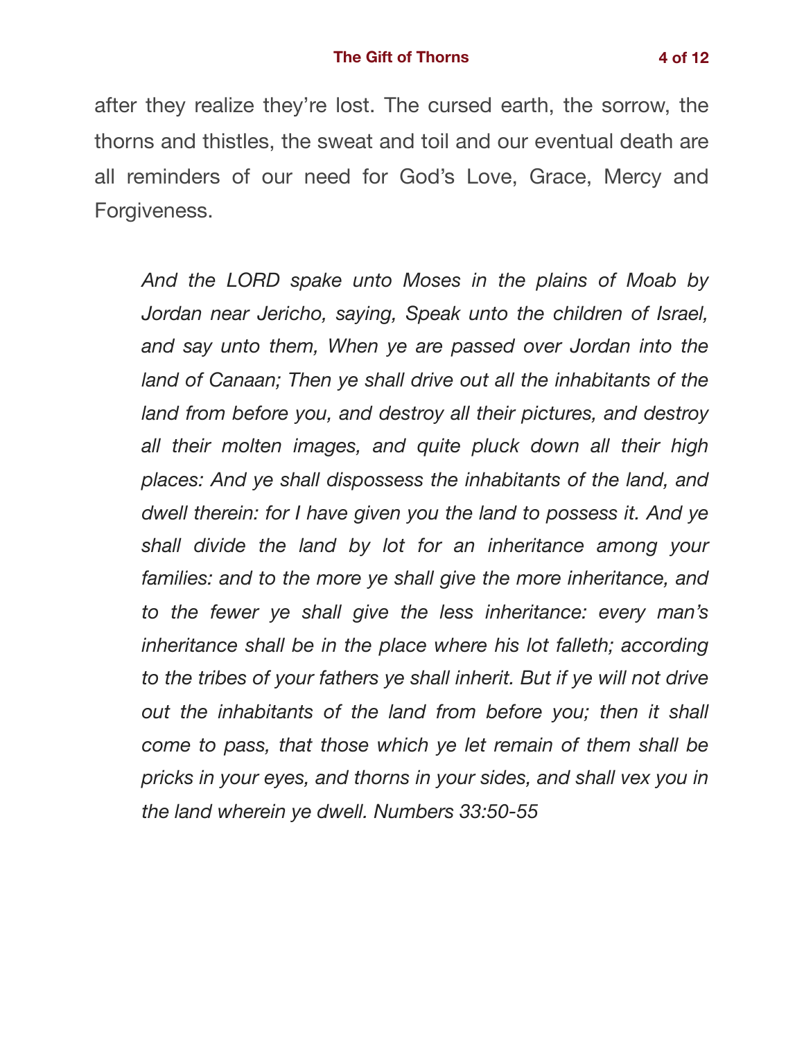after they realize they're lost. The cursed earth, the sorrow, the thorns and thistles, the sweat and toil and our eventual death are all reminders of our need for God's Love, Grace, Mercy and Forgiveness.

> *And the LORD spake unto Moses in the plains of Moab by Jordan near Jericho, saying, Speak unto the children of Israel, and say unto them, When ye are passed over Jordan into the land of Canaan; Then ye shall drive out all the inhabitants of the land from before you, and destroy all their pictures, and destroy all their molten images, and quite pluck down all their high places: And ye shall dispossess the inhabitants of the land, and dwell therein: for I have given you the land to possess it. And ye shall divide the land by lot for an inheritance among your families: and to the more ye shall give the more inheritance, and to the fewer ye shall give the less inheritance: every man's inheritance shall be in the place where his lot falleth; according to the tribes of your fathers ye shall inherit. But if ye will not drive out the inhabitants of the land from before you; then it shall come to pass, that those which ye let remain of them shall be pricks in your eyes, and thorns in your sides, and shall vex you in the land wherein ye dwell. Numbers 33:50-55*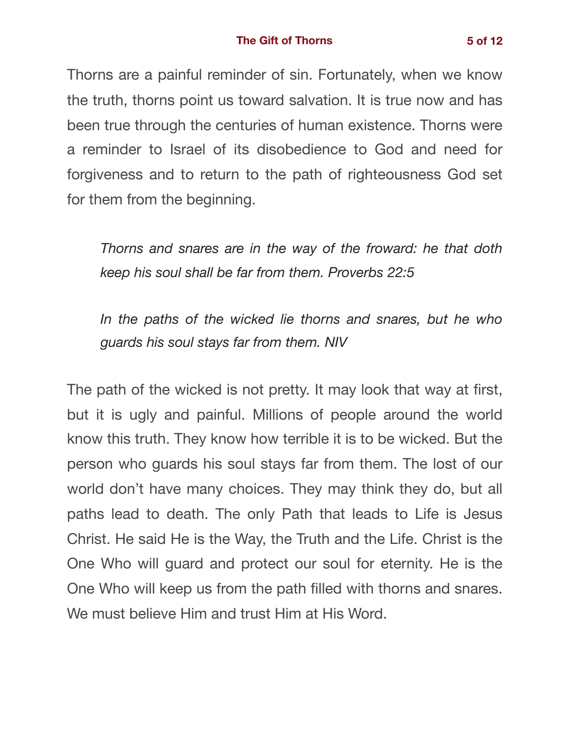Thorns are a painful reminder of sin. Fortunately, when we know the truth, thorns point us toward salvation. It is true now and has been true through the centuries of human existence. Thorns were a reminder to Israel of its disobedience to God and need for forgiveness and to return to the path of righteousness God set for them from the beginning.

> *Thorns and snares are in the way of the froward: he that doth keep his soul shall be far from them. Proverbs 22:5*

> *In the paths of the wicked lie thorns and snares, but he who guards his soul stays far from them. NIV*

The path of the wicked is not pretty. It may look that way at first, but it is ugly and painful. Millions of people around the world know this truth. They know how terrible it is to be wicked. But the person who guards his soul stays far from them. The lost of our world don't have many choices. They may think they do, but all paths lead to death. The only Path that leads to Life is Jesus Christ. He said He is the Way, the Truth and the Life. Christ is the One Who will guard and protect our soul for eternity. He is the One Who will keep us from the path filled with thorns and snares. We must believe Him and trust Him at His Word.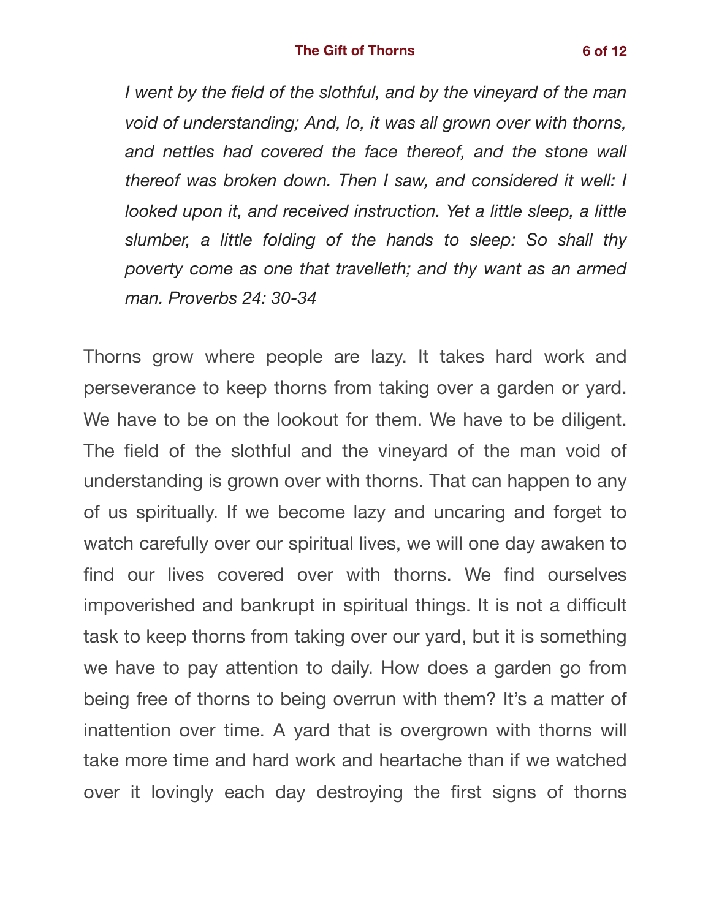*I went by the field of the slothful, and by the vineyard of the man void of understanding; And, lo, it was all grown over with thorns, and nettles had covered the face thereof, and the stone wall thereof was broken down. Then I saw, and considered it well: I looked upon it, and received instruction. Yet a little sleep, a little slumber, a little folding of the hands to sleep: So shall thy poverty come as one that travelleth; and thy want as an armed man. Proverbs 24: 30-34*

Thorns grow where people are lazy. It takes hard work and perseverance to keep thorns from taking over a garden or yard. We have to be on the lookout for them. We have to be diligent. The field of the slothful and the vineyard of the man void of understanding is grown over with thorns. That can happen to any of us spiritually. If we become lazy and uncaring and forget to watch carefully over our spiritual lives, we will one day awaken to find our lives covered over with thorns. We find ourselves impoverished and bankrupt in spiritual things. It is not a difficult task to keep thorns from taking over our yard, but it is something we have to pay attention to daily. How does a garden go from being free of thorns to being overrun with them? It's a matter of inattention over time. A yard that is overgrown with thorns will take more time and hard work and heartache than if we watched over it lovingly each day destroying the first signs of thorns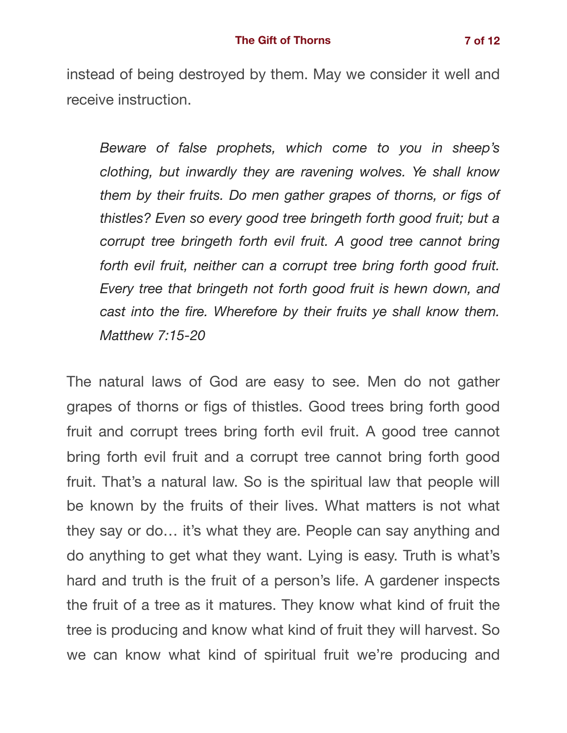instead of being destroyed by them. May we consider it well and receive instruction.

> *Beware of false prophets, which come to you in sheep's clothing, but inwardly they are ravening wolves. Ye shall know them by their fruits. Do men gather grapes of thorns, or figs of thistles? Even so every good tree bringeth forth good fruit; but a corrupt tree bringeth forth evil fruit. A good tree cannot bring forth evil fruit, neither can a corrupt tree bring forth good fruit. Every tree that bringeth not forth good fruit is hewn down, and cast into the fire. Wherefore by their fruits ye shall know them. Matthew 7:15-20*

The natural laws of God are easy to see. Men do not gather grapes of thorns or figs of thistles. Good trees bring forth good fruit and corrupt trees bring forth evil fruit. A good tree cannot bring forth evil fruit and a corrupt tree cannot bring forth good fruit. That's a natural law. So is the spiritual law that people will be known by the fruits of their lives. What matters is not what they say or do… it's what they are. People can say anything and do anything to get what they want. Lying is easy. Truth is what's hard and truth is the fruit of a person's life. A gardener inspects the fruit of a tree as it matures. They know what kind of fruit the tree is producing and know what kind of fruit they will harvest. So we can know what kind of spiritual fruit we're producing and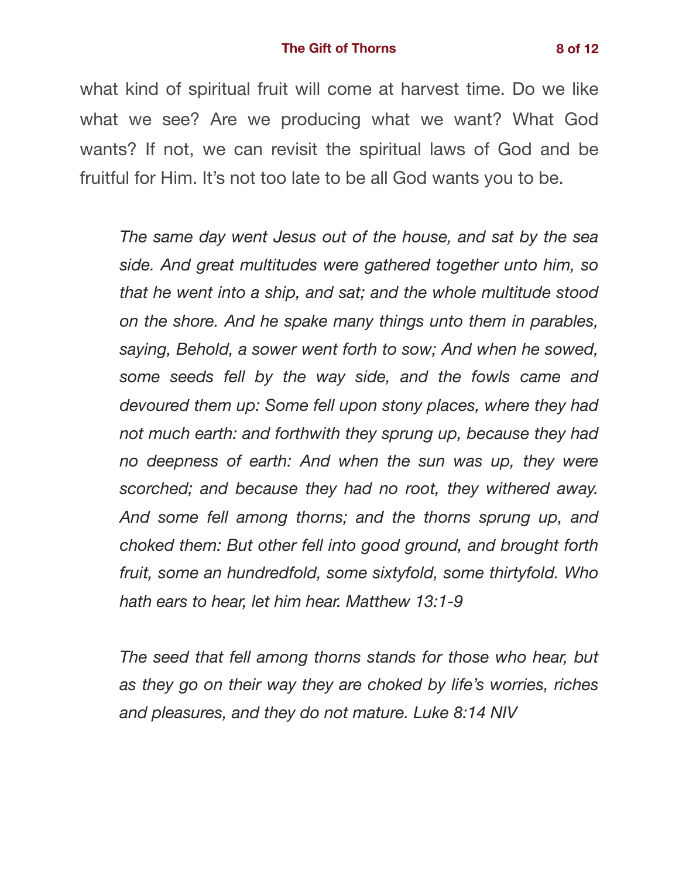what kind of spiritual fruit will come at harvest time. Do we like what we see? Are we producing what we want? What God wants? If not, we can revisit the spiritual laws of God and be fruitful for Him. It's not too late to be all God wants you to be.

> *The same day went Jesus out of the house, and sat by the sea side. And great multitudes were gathered together unto him, so that he went into a ship, and sat; and the whole multitude stood on the shore. And he spake many things unto them in parables, saying, Behold, a sower went forth to sow; And when he sowed, some seeds fell by the way side, and the fowls came and devoured them up: Some fell upon stony places, where they had not much earth: and forthwith they sprung up, because they had no deepness of earth: And when the sun was up, they were scorched; and because they had no root, they withered away. And some fell among thorns; and the thorns sprung up, and choked them: But other fell into good ground, and brought forth fruit, some an hundredfold, some sixtyfold, some thirtyfold. Who hath ears to hear, let him hear. Matthew 13:1-9*

> *The seed that fell among thorns stands for those who hear, but as they go on their way they are choked by life's worries, riches and pleasures, and they do not mature. Luke 8:14 NIV*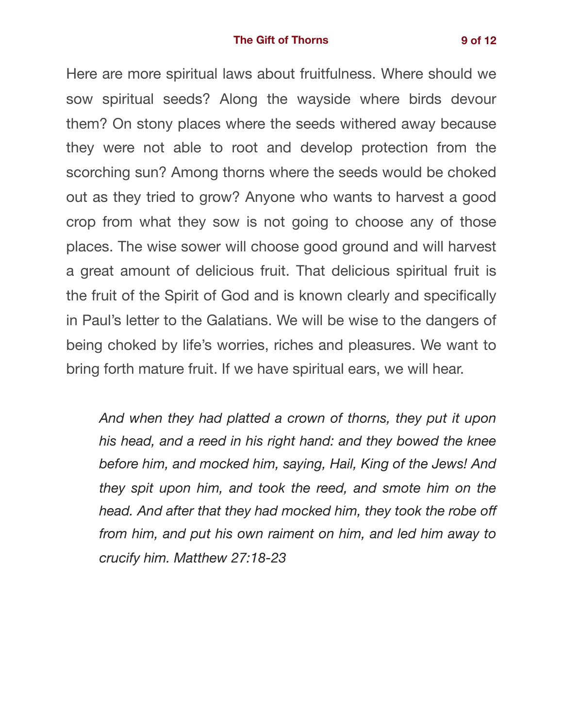Here are more spiritual laws about fruitfulness. Where should we sow spiritual seeds? Along the wayside where birds devour them? On stony places where the seeds withered away because they were not able to root and develop protection from the scorching sun? Among thorns where the seeds would be choked out as they tried to grow? Anyone who wants to harvest a good crop from what they sow is not going to choose any of those places. The wise sower will choose good ground and will harvest a great amount of delicious fruit. That delicious spiritual fruit is the fruit of the Spirit of God and is known clearly and specifically in Paul's letter to the Galatians. We will be wise to the dangers of being choked by life's worries, riches and pleasures. We want to bring forth mature fruit. If we have spiritual ears, we will hear.

> *And when they had platted a crown of thorns, they put it upon his head, and a reed in his right hand: and they bowed the knee before him, and mocked him, saying, Hail, King of the Jews! And they spit upon him, and took the reed, and smote him on the head. And after that they had mocked him, they took the robe off from him, and put his own raiment on him, and led him away to crucify him. Matthew 27:18-23*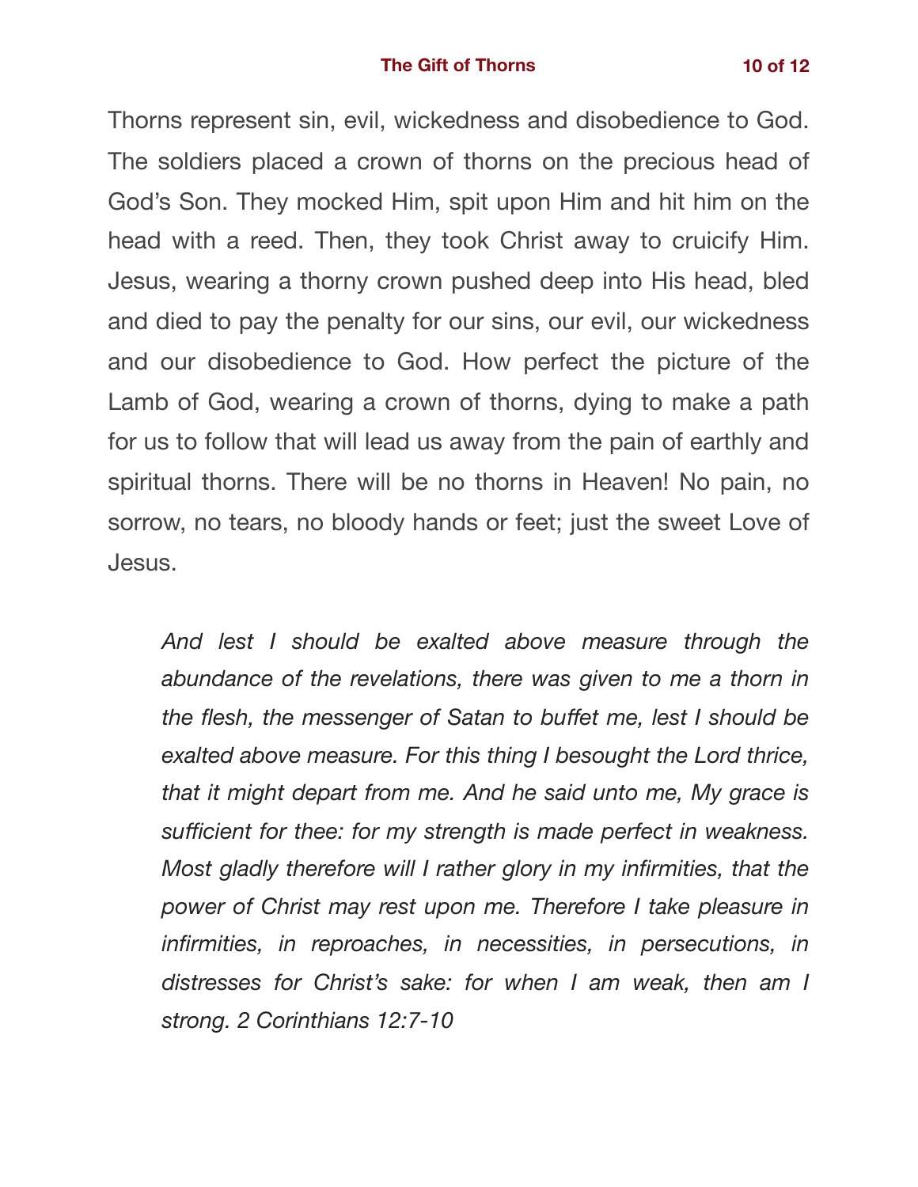Thorns represent sin, evil, wickedness and disobedience to God. The soldiers placed a crown of thorns on the precious head of God's Son. They mocked Him, spit upon Him and hit him on the head with a reed. Then, they took Christ away to cruicify Him. Jesus, wearing a thorny crown pushed deep into His head, bled and died to pay the penalty for our sins, our evil, our wickedness and our disobedience to God. How perfect the picture of the Lamb of God, wearing a crown of thorns, dying to make a path for us to follow that will lead us away from the pain of earthly and spiritual thorns. There will be no thorns in Heaven! No pain, no sorrow, no tears, no bloody hands or feet; just the sweet Love of Jesus.

> *And lest I should be exalted above measure through the abundance of the revelations, there was given to me a thorn in the flesh, the messenger of Satan to buffet me, lest I should be exalted above measure. For this thing I besought the Lord thrice, that it might depart from me. And he said unto me, My grace is sufficient for thee: for my strength is made perfect in weakness. Most gladly therefore will I rather glory in my infirmities, that the power of Christ may rest upon me. Therefore I take pleasure in infirmities, in reproaches, in necessities, in persecutions, in distresses for Christ's sake: for when I am weak, then am I strong. 2 Corinthians 12:7-10*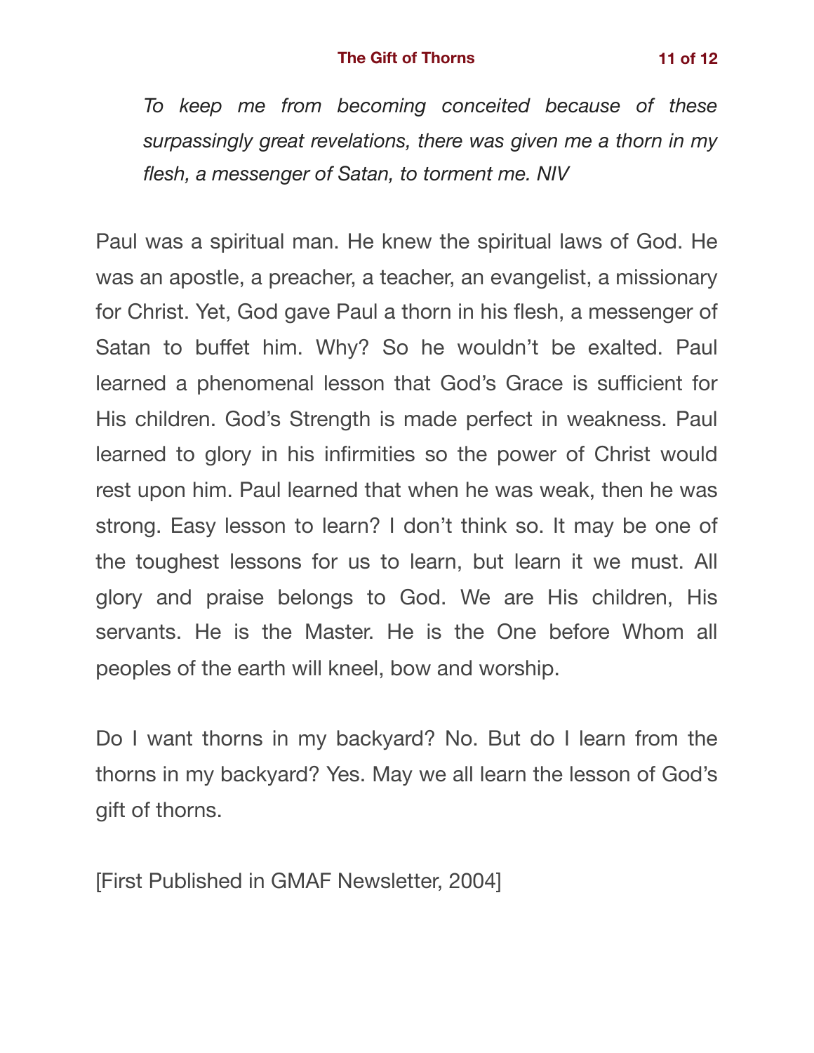> *To keep me from becoming conceited because of these surpassingly great revelations, there was given me a thorn in my flesh, a messenger of Satan, to torment me. NIV*

Paul was a spiritual man. He knew the spiritual laws of God. He was an apostle, a preacher, a teacher, an evangelist, a missionary for Christ. Yet, God gave Paul a thorn in his flesh, a messenger of Satan to buffet him. Why? So he wouldn't be exalted. Paul learned a phenomenal lesson that God's Grace is sufficient for His children. God's Strength is made perfect in weakness. Paul learned to glory in his infirmities so the power of Christ would rest upon him. Paul learned that when he was weak, then he was strong. Easy lesson to learn? I don't think so. It may be one of the toughest lessons for us to learn, but learn it we must. All glory and praise belongs to God. We are His children, His servants. He is the Master. He is the One before Whom all peoples of the earth will kneel, bow and worship.

Do I want thorns in my backyard? No. But do I learn from the thorns in my backyard? Yes. May we all learn the lesson of God's gift of thorns.

[First Published in GMAF Newsletter, 2004]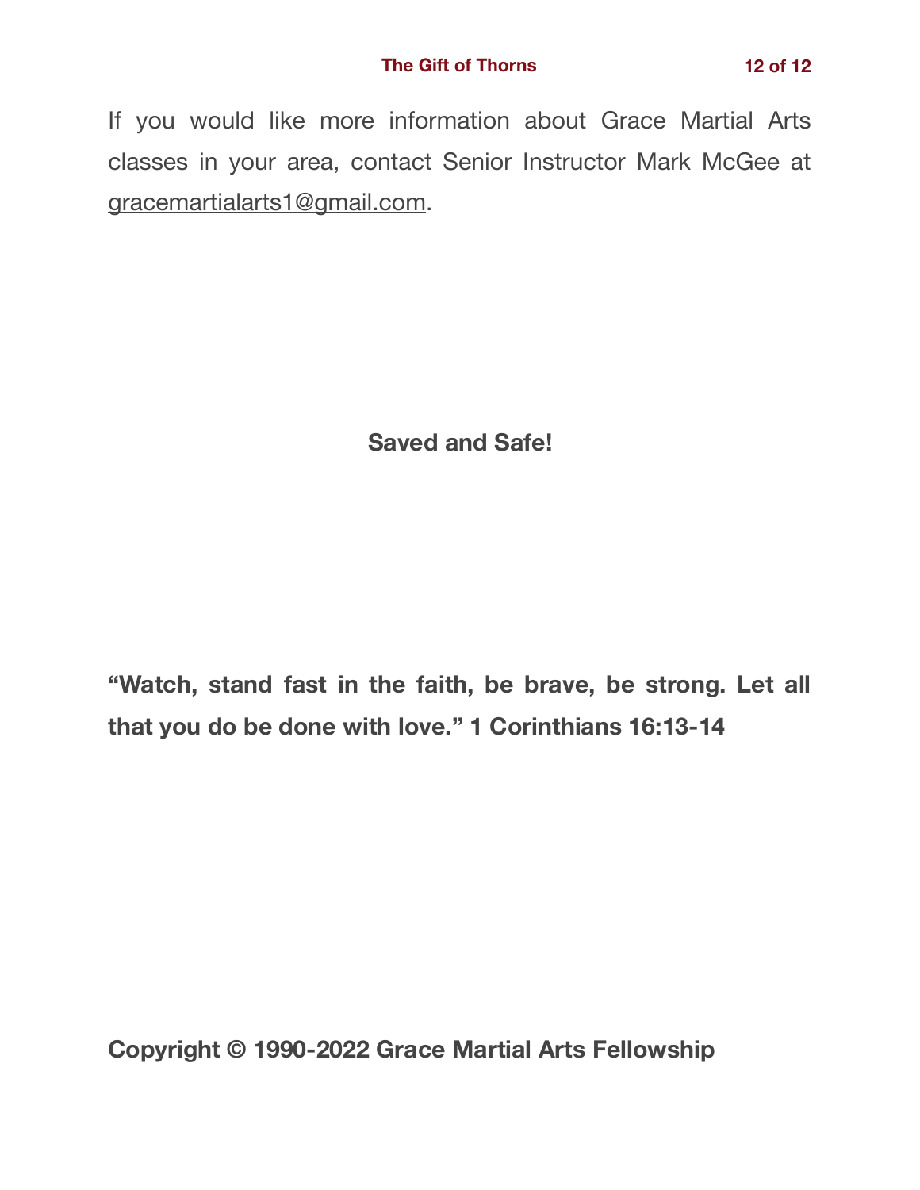If you would like more information about Grace Martial Arts classes in your area, contact Senior Instructor Mark McGee at gracemartialarts1@gmail.com.

**Saved and Safe!**

**“Watch, stand fast in the faith, be brave, be strong. Let all that you do be done with love.” 1 Corinthians 16:13-14**

**Copyright © 1990-2022 Grace Martial Arts Fellowship**